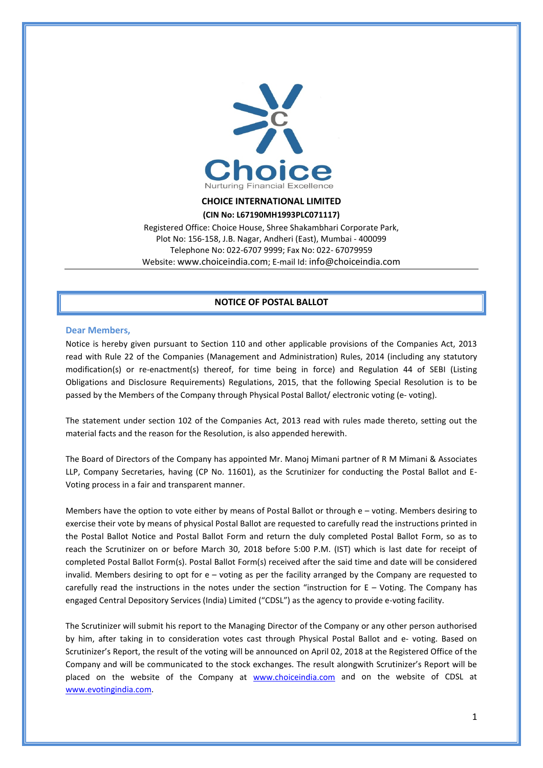**Choice**

Nurturing Financial Excellence

**CHOICE INTERNATIONAL LIMITED**

**(CIN No: L67190MH1993PLC071117)**

Registered Office: Choice House, Shree Shakambhari Corporate Park,
Plot No: 156-158, J.B. Nagar, Andheri (East), Mumbai - 400099
Telephone No: 022-6707 9999; Fax No: 022- 67079959
Website: www.choiceindia.com; E-mail Id: info@choiceindia.com

## NOTICE OF POSTAL BALLOT

**Dear Members,**

Notice is hereby given pursuant to Section 110 and other applicable provisions of the Companies Act, 2013 read with Rule 22 of the Companies (Management and Administration) Rules, 2014 (including any statutory modification(s) or re-enactment(s) thereof, for time being in force) and Regulation 44 of SEBI (Listing Obligations and Disclosure Requirements) Regulations, 2015, that the following Special Resolution is to be passed by the Members of the Company through Physical Postal Ballot/ electronic voting (e- voting).

The statement under section 102 of the Companies Act, 2013 read with rules made thereto, setting out the material facts and the reason for the Resolution, is also appended herewith.

The Board of Directors of the Company has appointed Mr. Manoj Mimani partner of R M Mimani & Associates LLP, Company Secretaries, having (CP No. 11601), as the Scrutinizer for conducting the Postal Ballot and E-Voting process in a fair and transparent manner.

Members have the option to vote either by means of Postal Ballot or through e – voting. Members desiring to exercise their vote by means of physical Postal Ballot are requested to carefully read the instructions printed in the Postal Ballot Notice and Postal Ballot Form and return the duly completed Postal Ballot Form, so as to reach the Scrutinizer on or before March 30, 2018 before 5:00 P.M. (IST) which is last date for receipt of completed Postal Ballot Form(s). Postal Ballot Form(s) received after the said time and date will be considered invalid. Members desiring to opt for e – voting as per the facility arranged by the Company are requested to carefully read the instructions in the notes under the section "instruction for E – Voting. The Company has engaged Central Depository Services (India) Limited ("CDSL") as the agency to provide e-voting facility.

The Scrutinizer will submit his report to the Managing Director of the Company or any other person authorised by him, after taking in to consideration votes cast through Physical Postal Ballot and e- voting. Based on Scrutinizer's Report, the result of the voting will be announced on April 02, 2018 at the Registered Office of the Company and will be communicated to the stock exchanges. The result alongwith Scrutinizer's Report will be placed on the website of the Company at www.choiceindia.com and on the website of CDSL at www.evotingindia.com.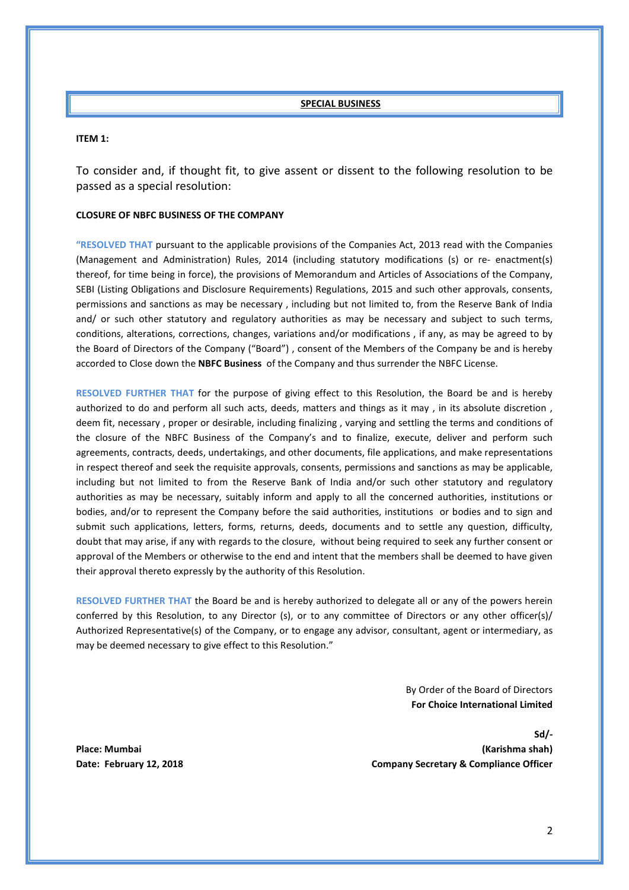## SPECIAL BUSINESS

**ITEM 1:**

To consider and, if thought fit, to give assent or dissent to the following resolution to be passed as a special resolution:

**CLOSURE OF NBFC BUSINESS OF THE COMPANY**

**"RESOLVED THAT** pursuant to the applicable provisions of the Companies Act, 2013 read with the Companies (Management and Administration) Rules, 2014 (including statutory modifications (s) or re- enactment(s) thereof, for time being in force), the provisions of Memorandum and Articles of Associations of the Company, SEBI (Listing Obligations and Disclosure Requirements) Regulations, 2015 and such other approvals, consents, permissions and sanctions as may be necessary , including but not limited to, from the Reserve Bank of India and/ or such other statutory and regulatory authorities as may be necessary and subject to such terms, conditions, alterations, corrections, changes, variations and/or modifications , if any, as may be agreed to by the Board of Directors of the Company ("Board") , consent of the Members of the Company be and is hereby accorded to Close down the **NBFC Business** of the Company and thus surrender the NBFC License.

**RESOLVED FURTHER THAT** for the purpose of giving effect to this Resolution, the Board be and is hereby authorized to do and perform all such acts, deeds, matters and things as it may , in its absolute discretion , deem fit, necessary , proper or desirable, including finalizing , varying and settling the terms and conditions of the closure of the NBFC Business of the Company's and to finalize, execute, deliver and perform such agreements, contracts, deeds, undertakings, and other documents, file applications, and make representations in respect thereof and seek the requisite approvals, consents, permissions and sanctions as may be applicable, including but not limited to from the Reserve Bank of India and/or such other statutory and regulatory authorities as may be necessary, suitably inform and apply to all the concerned authorities, institutions or bodies, and/or to represent the Company before the said authorities, institutions or bodies and to sign and submit such applications, letters, forms, returns, deeds, documents and to settle any question, difficulty, doubt that may arise, if any with regards to the closure, without being required to seek any further consent or approval of the Members or otherwise to the end and intent that the members shall be deemed to have given their approval thereto expressly by the authority of this Resolution.

**RESOLVED FURTHER THAT** the Board be and is hereby authorized to delegate all or any of the powers herein conferred by this Resolution, to any Director (s), or to any committee of Directors or any other officer(s)/ Authorized Representative(s) of the Company, or to engage any advisor, consultant, agent or intermediary, as may be deemed necessary to give effect to this Resolution."

By Order of the Board of Directors
**For Choice International Limited**

**Sd/-**
**(Karishma shah)**
**Company Secretary & Compliance Officer**

**Place: Mumbai**
**Date: February 12, 2018**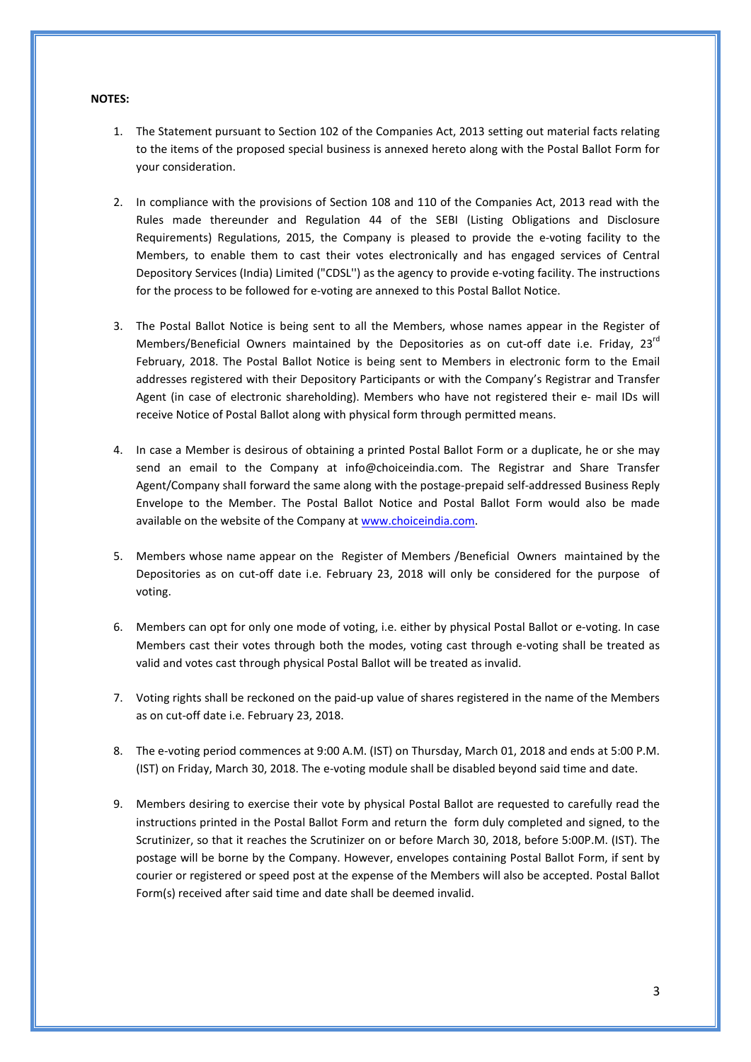**NOTES:**

1. The Statement pursuant to Section 102 of the Companies Act, 2013 setting out material facts relating to the items of the proposed special business is annexed hereto along with the Postal Ballot Form for your consideration.

2. In compliance with the provisions of Section 108 and 110 of the Companies Act, 2013 read with the Rules made thereunder and Regulation 44 of the SEBI (Listing Obligations and Disclosure Requirements) Regulations, 2015, the Company is pleased to provide the e-voting facility to the Members, to enable them to cast their votes electronically and has engaged services of Central Depository Services (India) Limited ("CDSL'') as the agency to provide e-voting facility. The instructions for the process to be followed for e-voting are annexed to this Postal Ballot Notice.

3. The Postal Ballot Notice is being sent to all the Members, whose names appear in the Register of Members/Beneficial Owners maintained by the Depositories as on cut-off date i.e. Friday, 23rd February, 2018. The Postal Ballot Notice is being sent to Members in electronic form to the Email addresses registered with their Depository Participants or with the Company's Registrar and Transfer Agent (in case of electronic shareholding). Members who have not registered their e- mail IDs will receive Notice of Postal Ballot along with physical form through permitted means.

4. In case a Member is desirous of obtaining a printed Postal Ballot Form or a duplicate, he or she may send an email to the Company at info@choiceindia.com. The Registrar and Share Transfer Agent/Company shall forward the same along with the postage-prepaid self-addressed Business Reply Envelope to the Member. The Postal Ballot Notice and Postal Ballot Form would also be made available on the website of the Company at [www.choiceindia.com](http://www.choiceindia.com).

5. Members whose name appear on the Register of Members /Beneficial Owners maintained by the Depositories as on cut-off date i.e. February 23, 2018 will only be considered for the purpose of voting.

6. Members can opt for only one mode of voting, i.e. either by physical Postal Ballot or e-voting. In case Members cast their votes through both the modes, voting cast through e-voting shall be treated as valid and votes cast through physical Postal Ballot will be treated as invalid.

7. Voting rights shall be reckoned on the paid-up value of shares registered in the name of the Members as on cut-off date i.e. February 23, 2018.

8. The e-voting period commences at 9:00 A.M. (IST) on Thursday, March 01, 2018 and ends at 5:00 P.M. (IST) on Friday, March 30, 2018. The e-voting module shall be disabled beyond said time and date.

9. Members desiring to exercise their vote by physical Postal Ballot are requested to carefully read the instructions printed in the Postal Ballot Form and return the form duly completed and signed, to the Scrutinizer, so that it reaches the Scrutinizer on or before March 30, 2018, before 5:00P.M. (IST). The postage will be borne by the Company. However, envelopes containing Postal Ballot Form, if sent by courier or registered or speed post at the expense of the Members will also be accepted. Postal Ballot Form(s) received after said time and date shall be deemed invalid.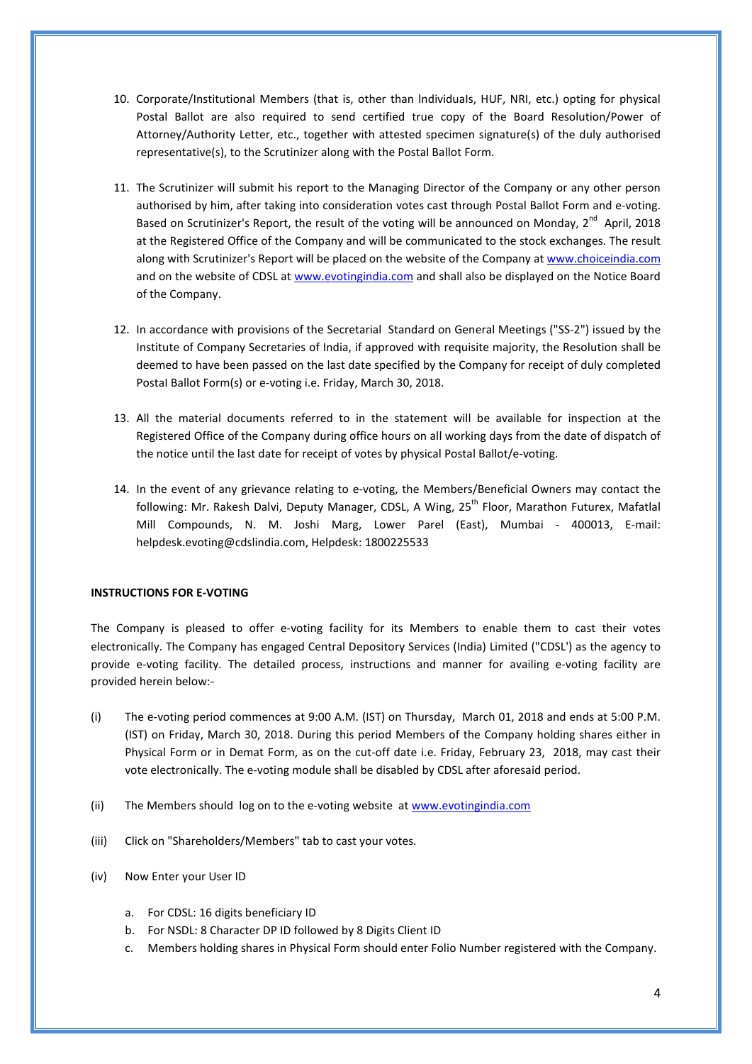10. Corporate/Institutional Members (that is, other than lndividuals, HUF, NRI, etc.) opting for physical Postal Ballot are also required to send certified true copy of the Board Resolution/Power of Attorney/Authority Letter, etc., together with attested specimen signature(s) of the duly authorised representative(s), to the Scrutinizer along with the Postal Ballot Form.

11. The Scrutinizer will submit his report to the Managing Director of the Company or any other person authorised by him, after taking into consideration votes cast through Postal Ballot Form and e-voting. Based on Scrutinizer's Report, the result of the voting will be announced on Monday, 2nd April, 2018 at the Registered Office of the Company and will be communicated to the stock exchanges. The result along with Scrutinizer's Report will be placed on the website of the Company at www.choiceindia.com and on the website of CDSL at www.evotingindia.com and shall also be displayed on the Notice Board of the Company.

12. In accordance with provisions of the Secretarial Standard on General Meetings ("SS-2") issued by the Institute of Company Secretaries of India, if approved with requisite majority, the Resolution shall be deemed to have been passed on the last date specified by the Company for receipt of duly completed Postal Ballot Form(s) or e-voting i.e. Friday, March 30, 2018.

13. All the material documents referred to in the statement will be available for inspection at the Registered Office of the Company during office hours on all working days from the date of dispatch of the notice until the last date for receipt of votes by physical Postal Ballot/e-voting.

14. In the event of any grievance relating to e-voting, the Members/Beneficial Owners may contact the following: Mr. Rakesh Dalvi, Deputy Manager, CDSL, A Wing, 25th Floor, Marathon Futurex, Mafatlal Mill Compounds, N. M. Joshi Marg, Lower Parel (East), Mumbai - 400013, E-mail: helpdesk.evoting@cdslindia.com, Helpdesk: 1800225533

**INSTRUCTIONS FOR E-VOTING**

The Company is pleased to offer e-voting facility for its Members to enable them to cast their votes electronically. The Company has engaged Central Depository Services (India) Limited ("CDSL') as the agency to provide e-voting facility. The detailed process, instructions and manner for availing e-voting facility are provided herein below:-

(i) The e-voting period commences at 9:00 A.M. (IST) on Thursday, March 01, 2018 and ends at 5:00 P.M. (IST) on Friday, March 30, 2018. During this period Members of the Company holding shares either in Physical Form or in Demat Form, as on the cut-off date i.e. Friday, February 23, 2018, may cast their vote electronically. The e-voting module shall be disabled by CDSL after aforesaid period.

(ii) The Members should log on to the e-voting website at www.evotingindia.com

(iii) Click on "Shareholders/Members" tab to cast your votes.

(iv) Now Enter your User ID

a. For CDSL: 16 digits beneficiary ID
b. For NSDL: 8 Character DP ID followed by 8 Digits Client ID
c. Members holding shares in Physical Form should enter Folio Number registered with the Company.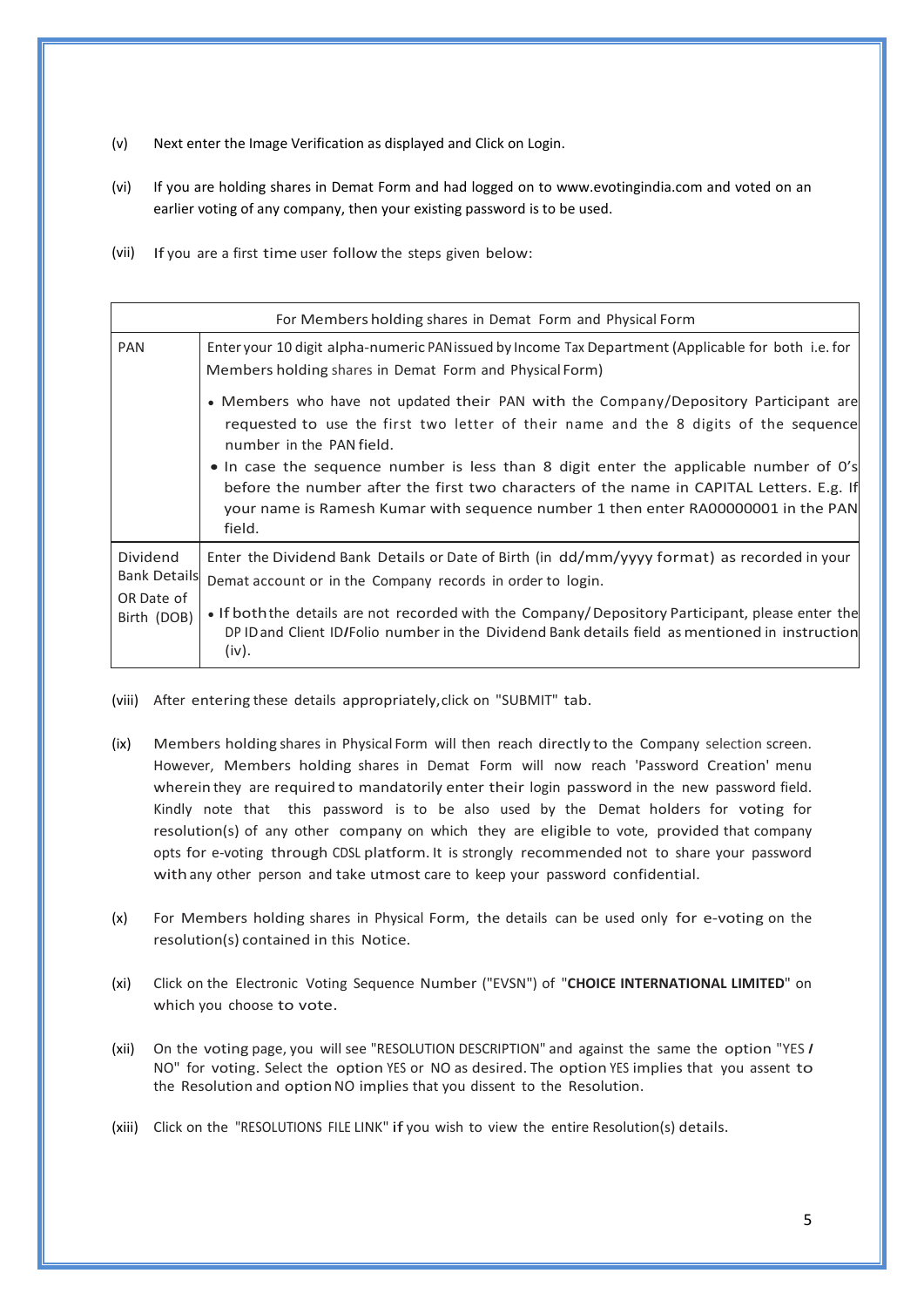(v) Next enter the Image Verification as displayed and Click on Login.

(vi) If you are holding shares in Demat Form and had logged on to www.evotingindia.com and voted on an earlier voting of any company, then your existing password is to be used.

(vii) If you are a first time user follow the steps given below:

| For Members holding shares in Demat Form and Physical Form | |
|---|---|
| PAN | Enter your 10 digit alpha-numeric PAN issued by Income Tax Department (Applicable for both i.e. for Members holding shares in Demat Form and Physical Form)<br><br>• Members who have not updated their PAN with the Company/Depository Participant are requested to use the first two letter of their name and the 8 digits of the sequence number in the PAN field.<br>• In case the sequence number is less than 8 digit enter the applicable number of 0's before the number after the first two characters of the name in CAPITAL Letters. E.g. If your name is Ramesh Kumar with sequence number 1 then enter RA00000001 in the PAN field. |
| Dividend Bank Details OR Date of Birth (DOB) | Enter the Dividend Bank Details or Date of Birth (in dd/mm/yyyy format) as recorded in your Demat account or in the Company records in order to login.<br><br>• If both the details are not recorded with the Company/ Depository Participant, please enter the DP ID and Client ID/Folio number in the Dividend Bank details field as mentioned in instruction (iv). |

(viii) After entering these details appropriately, click on "SUBMIT" tab.

(ix) Members holding shares in Physical Form will then reach directly to the Company selection screen. However, Members holding shares in Demat Form will now reach 'Password Creation' menu wherein they are required to mandatorily enter their login password in the new password field. Kindly note that this password is to be also used by the Demat holders for voting for resolution(s) of any other company on which they are eligible to vote, provided that company opts for e-voting through CDSL platform. It is strongly recommended not to share your password with any other person and take utmost care to keep your password confidential.

(x) For Members holding shares in Physical Form, the details can be used only for e-voting on the resolution(s) contained in this Notice.

(xi) Click on the Electronic Voting Sequence Number ("EVSN") of "**CHOICE INTERNATIONAL LIMITED**" on which you choose to vote.

(xii) On the voting page, you will see "RESOLUTION DESCRIPTION" and against the same the option "YES / NO" for voting. Select the option YES or NO as desired. The option YES implies that you assent to the Resolution and option NO implies that you dissent to the Resolution.

(xiii) Click on the "RESOLUTIONS FILE LINK" if you wish to view the entire Resolution(s) details.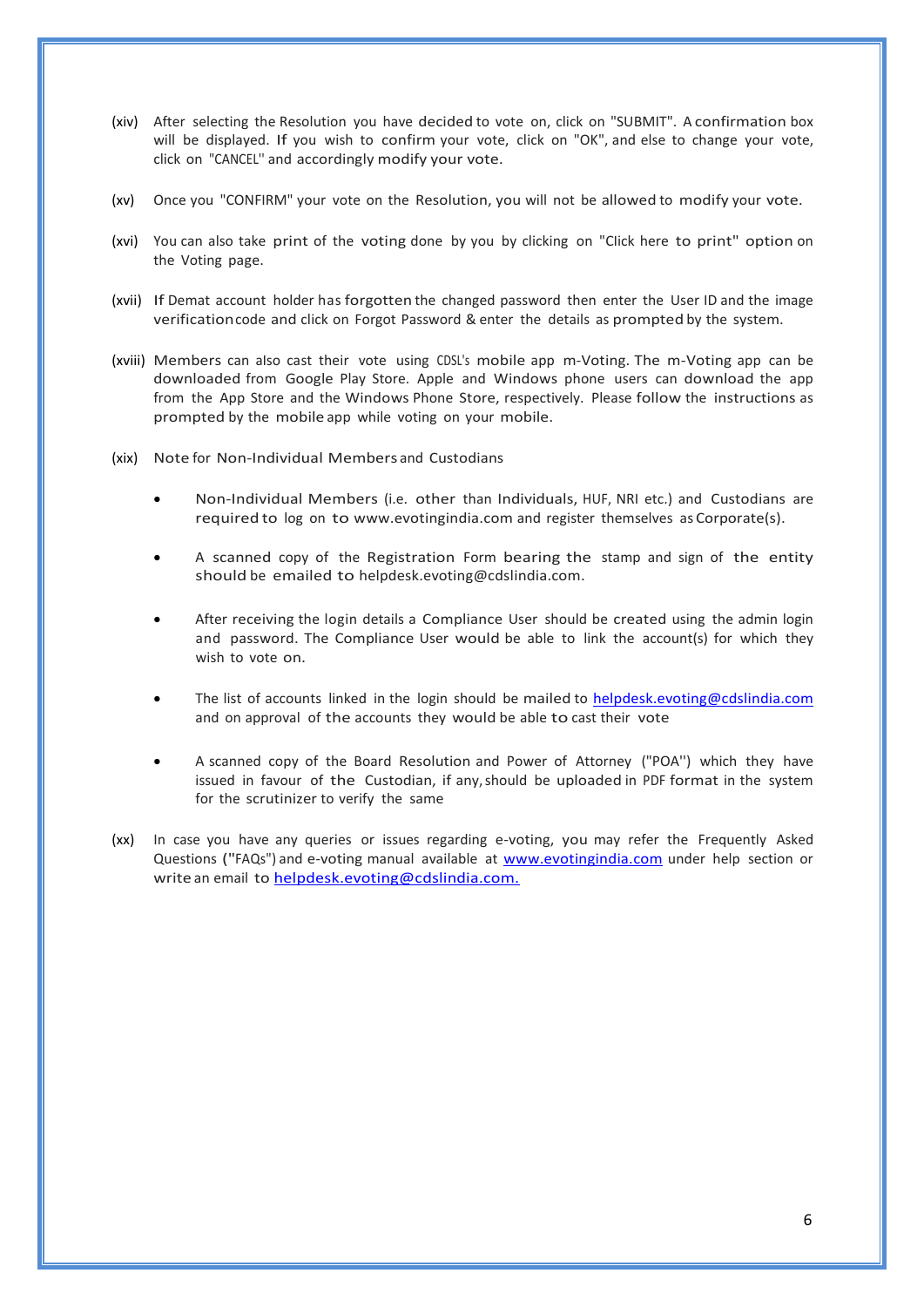(xiv) After selecting the Resolution you have decided to vote on, click on "SUBMIT". A confirmation box will be displayed. If you wish to confirm your vote, click on "OK", and else to change your vote, click on "CANCEL" and accordingly modify your vote.

(xv) Once you "CONFIRM" your vote on the Resolution, you will not be allowed to modify your vote.

(xvi) You can also take print of the voting done by you by clicking on "Click here to print" option on the Voting page.

(xvii) If Demat account holder has forgotten the changed password then enter the User ID and the image verification code and click on Forgot Password & enter the details as prompted by the system.

(xviii) Members can also cast their vote using CDSL's mobile app m-Voting. The m-Voting app can be downloaded from Google Play Store. Apple and Windows phone users can download the app from the App Store and the Windows Phone Store, respectively. Please follow the instructions as prompted by the mobile app while voting on your mobile.

(xix) Note for Non-Individual Members and Custodians

- Non-Individual Members (i.e. other than Individuals, HUF, NRI etc.) and Custodians are required to log on to www.evotingindia.com and register themselves as Corporate(s).
- A scanned copy of the Registration Form bearing the stamp and sign of the entity should be emailed to helpdesk.evoting@cdslindia.com.
- After receiving the login details a Compliance User should be created using the admin login and password. The Compliance User would be able to link the account(s) for which they wish to vote on.
- The list of accounts linked in the login should be mailed to helpdesk.evoting@cdslindia.com and on approval of the accounts they would be able to cast their vote
- A scanned copy of the Board Resolution and Power of Attorney ("POA") which they have issued in favour of the Custodian, if any, should be uploaded in PDF format in the system for the scrutinizer to verify the same

(xx) In case you have any queries or issues regarding e-voting, you may refer the Frequently Asked Questions ("FAQs") and e-voting manual available at www.evotingindia.com under help section or write an email to helpdesk.evoting@cdslindia.com.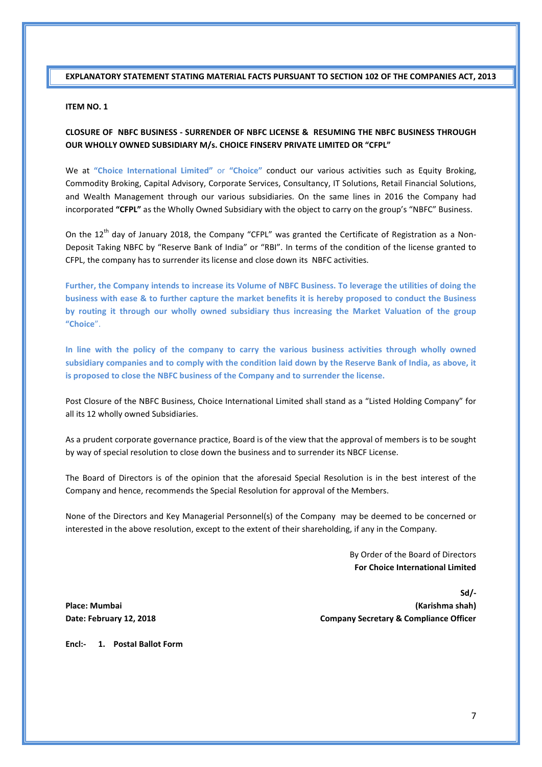## EXPLANATORY STATEMENT STATING MATERIAL FACTS PURSUANT TO SECTION 102 OF THE COMPANIES ACT, 2013

**ITEM NO. 1**

**CLOSURE OF NBFC BUSINESS - SURRENDER OF NBFC LICENSE & RESUMING THE NBFC BUSINESS THROUGH OUR WHOLLY OWNED SUBSIDIARY M/s. CHOICE FINSERV PRIVATE LIMITED OR "CFPL"**

We at **"Choice International Limited"** or **"Choice"** conduct our various activities such as Equity Broking, Commodity Broking, Capital Advisory, Corporate Services, Consultancy, IT Solutions, Retail Financial Solutions, and Wealth Management through our various subsidiaries. On the same lines in 2016 the Company had incorporated **"CFPL"** as the Wholly Owned Subsidiary with the object to carry on the group's "NBFC" Business.

On the 12th day of January 2018, the Company "CFPL" was granted the Certificate of Registration as a Non-Deposit Taking NBFC by "Reserve Bank of India" or "RBI". In terms of the condition of the license granted to CFPL, the company has to surrender its license and close down its NBFC activities.

**Further, the Company intends to increase its Volume of NBFC Business. To leverage the utilities of doing the business with ease & to further capture the market benefits it is hereby proposed to conduct the Business by routing it through our wholly owned subsidiary thus increasing the Market Valuation of the group "Choice"**.

**In line with the policy of the company to carry the various business activities through wholly owned subsidiary companies and to comply with the condition laid down by the Reserve Bank of India, as above, it is proposed to close the NBFC business of the Company and to surrender the license.**

Post Closure of the NBFC Business, Choice International Limited shall stand as a "Listed Holding Company" for all its 12 wholly owned Subsidiaries.

As a prudent corporate governance practice, Board is of the view that the approval of members is to be sought by way of special resolution to close down the business and to surrender its NBCF License.

The Board of Directors is of the opinion that the aforesaid Special Resolution is in the best interest of the Company and hence, recommends the Special Resolution for approval of the Members.

None of the Directors and Key Managerial Personnel(s) of the Company may be deemed to be concerned or interested in the above resolution, except to the extent of their shareholding, if any in the Company.

By Order of the Board of Directors
**For Choice International Limited**

**Sd/-**
**(Karishma shah)**
**Company Secretary & Compliance Officer**

**Place: Mumbai**
**Date: February 12, 2018**

**Encl:- 1. Postal Ballot Form**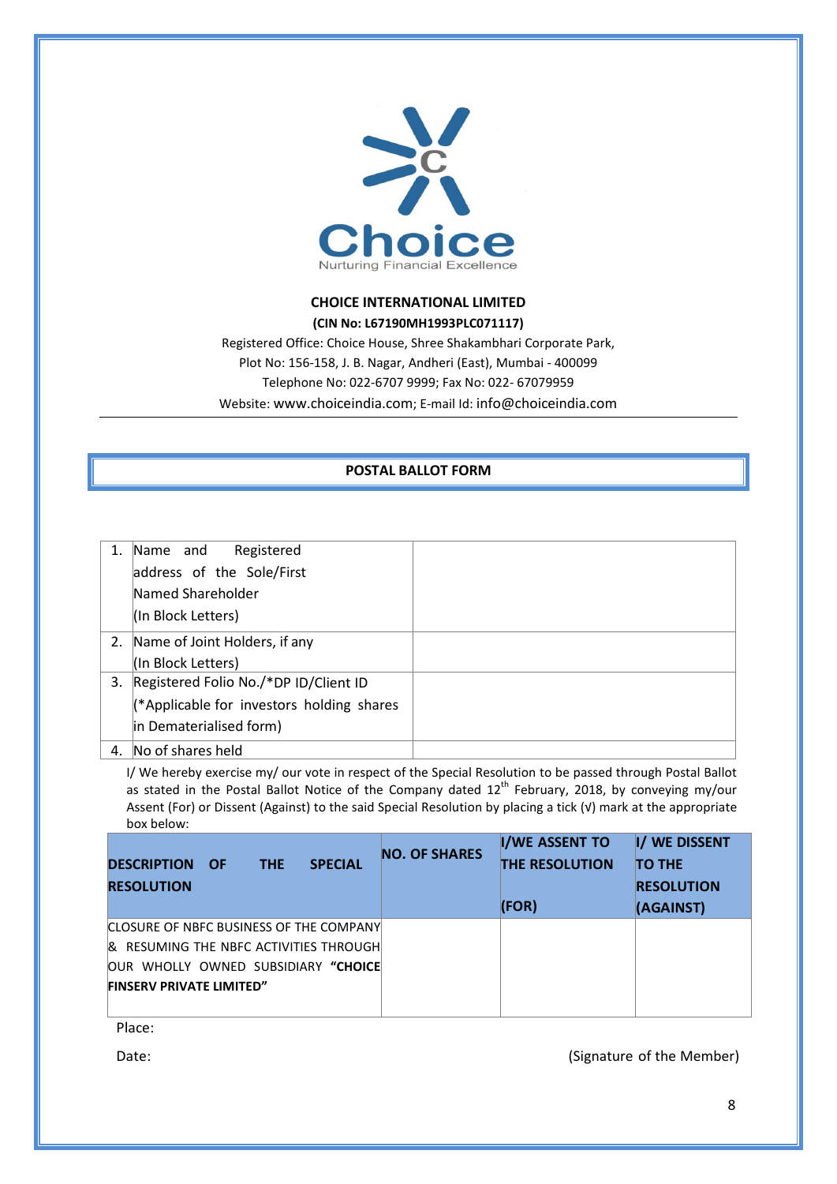**CHOICE INTERNATIONAL LIMITED**

**(CIN No: L67190MH1993PLC071117)**

Registered Office: Choice House, Shree Shakambhari Corporate Park,
Plot No: 156-158, J. B. Nagar, Andheri (East), Mumbai - 400099
Telephone No: 022-6707 9999; Fax No: 022- 67079959
Website: www.choiceindia.com; E-mail Id: info@choiceindia.com

## POSTAL BALLOT FORM

| | | |
|---|---|---|
| 1. | Name and Registered address of the Sole/First Named Shareholder (In Block Letters) | |
| 2. | Name of Joint Holders, if any (In Block Letters) | |
| 3. | Registered Folio No./*DP ID/Client ID (*Applicable for investors holding shares in Dematerialised form) | |
| 4. | No of shares held | |

I/ We hereby exercise my/ our vote in respect of the Special Resolution to be passed through Postal Ballot as stated in the Postal Ballot Notice of the Company dated 12th February, 2018, by conveying my/our Assent (For) or Dissent (Against) to the said Special Resolution by placing a tick (√) mark at the appropriate box below:

| DESCRIPTION OF THE SPECIAL RESOLUTION | NO. OF SHARES | I/WE ASSENT TO THE RESOLUTION (FOR) | I/ WE DISSENT TO THE RESOLUTION (AGAINST) |
|---|---|---|---|
| CLOSURE OF NBFC BUSINESS OF THE COMPANY & RESUMING THE NBFC ACTIVITIES THROUGH OUR WHOLLY OWNED SUBSIDIARY **"CHOICE FINSERV PRIVATE LIMITED"** | | | |

Place:

Date: (Signature of the Member)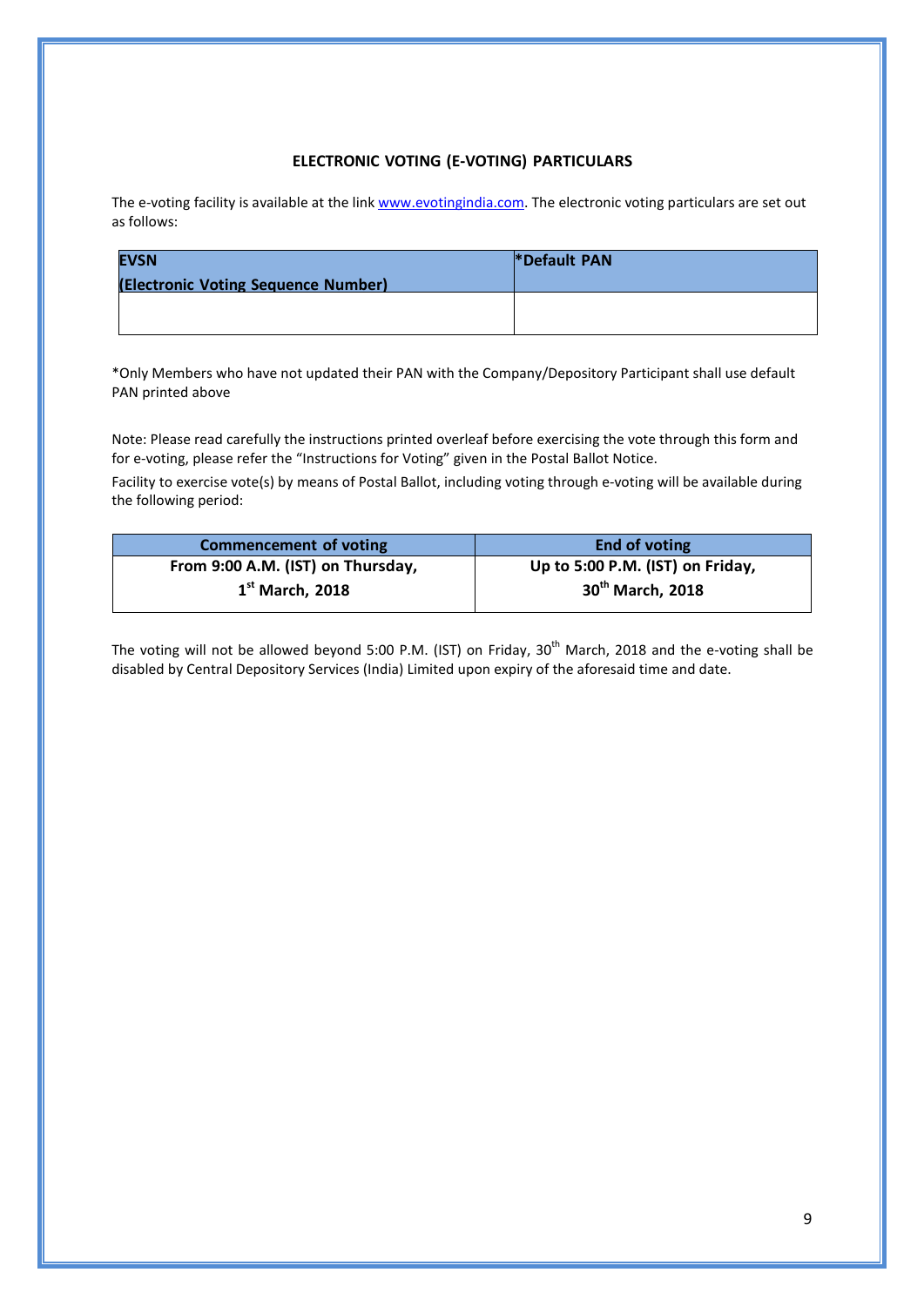## ELECTRONIC VOTING (E-VOTING) PARTICULARS

The e-voting facility is available at the link www.evotingindia.com. The electronic voting particulars are set out as follows:

| EVSN (Electronic Voting Sequence Number) | *Default PAN |
|---|---|
| | |

*Only Members who have not updated their PAN with the Company/Depository Participant shall use default PAN printed above

Note: Please read carefully the instructions printed overleaf before exercising the vote through this form and for e-voting, please refer the "Instructions for Voting" given in the Postal Ballot Notice.

Facility to exercise vote(s) by means of Postal Ballot, including voting through e-voting will be available during the following period:

| Commencement of voting | End of voting |
|---|---|
| **From 9:00 A.M. (IST) on Thursday, 1st March, 2018** | **Up to 5:00 P.M. (IST) on Friday, 30th March, 2018** |

The voting will not be allowed beyond 5:00 P.M. (IST) on Friday, 30th March, 2018 and the e-voting shall be disabled by Central Depository Services (India) Limited upon expiry of the aforesaid time and date.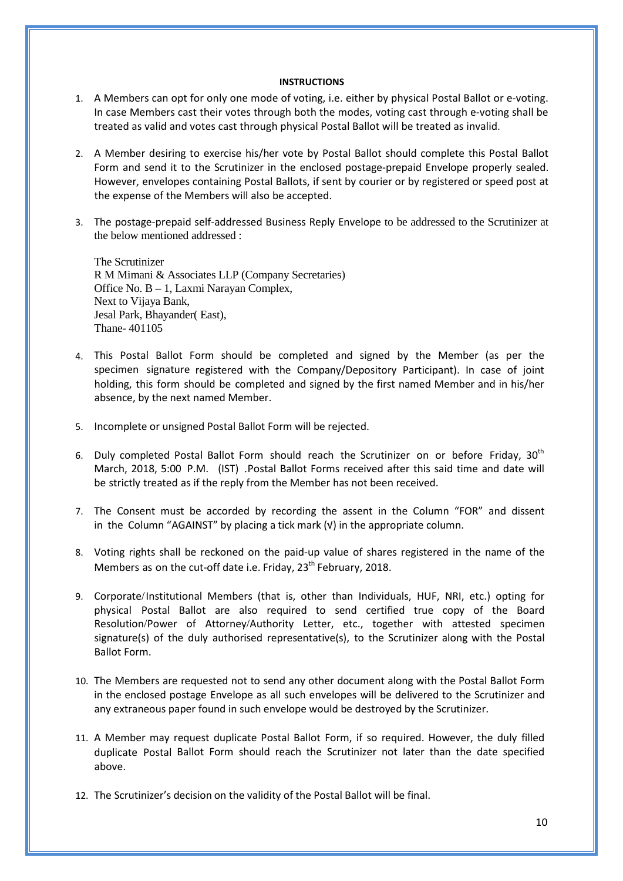**INSTRUCTIONS**

1. A Members can opt for only one mode of voting, i.e. either by physical Postal Ballot or e-voting. In case Members cast their votes through both the modes, voting cast through e-voting shall be treated as valid and votes cast through physical Postal Ballot will be treated as invalid.

2. A Member desiring to exercise his/her vote by Postal Ballot should complete this Postal Ballot Form and send it to the Scrutinizer in the enclosed postage-prepaid Envelope properly sealed. However, envelopes containing Postal Ballots, if sent by courier or by registered or speed post at the expense of the Members will also be accepted.

3. The postage-prepaid self-addressed Business Reply Envelope to be addressed to the Scrutinizer at the below mentioned addressed :

   The Scrutinizer
   R M Mimani & Associates LLP (Company Secretaries)
   Office No. B – 1, Laxmi Narayan Complex,
   Next to Vijaya Bank,
   Jesal Park, Bhayander( East),
   Thane- 401105

4. This Postal Ballot Form should be completed and signed by the Member (as per the specimen signature registered with the Company/Depository Participant). In case of joint holding, this form should be completed and signed by the first named Member and in his/her absence, by the next named Member.

5. Incomplete or unsigned Postal Ballot Form will be rejected.

6. Duly completed Postal Ballot Form should reach the Scrutinizer on or before Friday, 30th March, 2018, 5:00 P.M. (IST) .Postal Ballot Forms received after this said time and date will be strictly treated as if the reply from the Member has not been received.

7. The Consent must be accorded by recording the assent in the Column "FOR" and dissent in the Column "AGAINST" by placing a tick mark (√) in the appropriate column.

8. Voting rights shall be reckoned on the paid-up value of shares registered in the name of the Members as on the cut-off date i.e. Friday, 23rd February, 2018.

9. Corporate/Institutional Members (that is, other than Individuals, HUF, NRI, etc.) opting for physical Postal Ballot are also required to send certified true copy of the Board Resolution/Power of Attorney/Authority Letter, etc., together with attested specimen signature(s) of the duly authorised representative(s), to the Scrutinizer along with the Postal Ballot Form.

10. The Members are requested not to send any other document along with the Postal Ballot Form in the enclosed postage Envelope as all such envelopes will be delivered to the Scrutinizer and any extraneous paper found in such envelope would be destroyed by the Scrutinizer.

11. A Member may request duplicate Postal Ballot Form, if so required. However, the duly filled duplicate Postal Ballot Form should reach the Scrutinizer not later than the date specified above.

12. The Scrutinizer's decision on the validity of the Postal Ballot will be final.